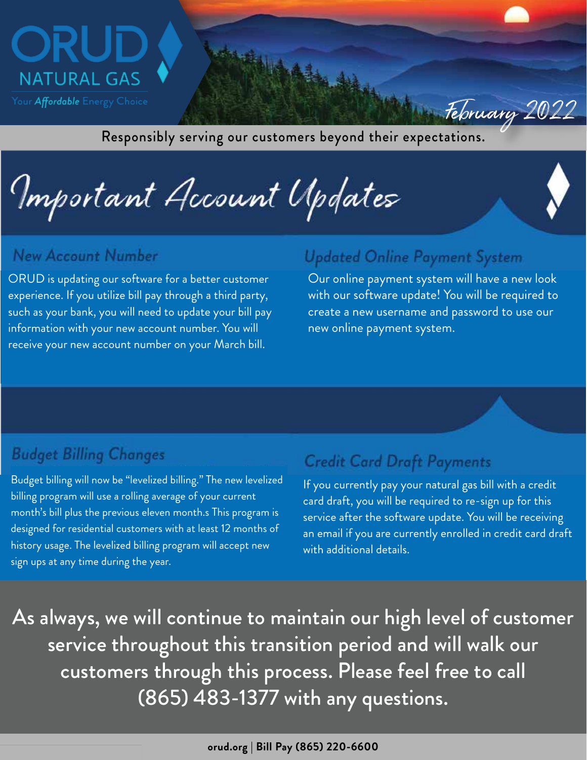ORUD NATURAL GAS

Your *Affordable* Energy Choice

February 2022

Responsibly serving our customers beyond their expectations.

# Important Account Updates

## New Account Number

ORUD is updating our software for a better customer experience. If you utilize bill pay through a third party, such as your bank, you will need to update your bill pay information with your new account number. You will receive your new account number on your March bill.

## Updated Online Payment System

Our online payment system will have a new look with our software update! You will be required to create a new username and password to use our new online payment system.

## Budget Billing Changes

Budget billing will now be "levelized billing." The new levelized billing program will use a rolling average of your current month's bill plus the previous eleven month.s This program is designed for residential customers with at least 12 months of history usage. The levelized billing program will accept new sign ups at any time during the year.

## Credit Card Draft Payments

If you currently pay your natural gas bill with a credit card draft, you will be required to re-sign up for this service after the software update. You will be receiving an email if you are currently enrolled in credit card draft with additional details.

As always, we will continue to maintain our high level of customer service throughout this transition period and will walk our customers through this process. Please feel free to call (865) 483-1377 with any questions.

**orud.org | Bill Pay (865) 220-6600**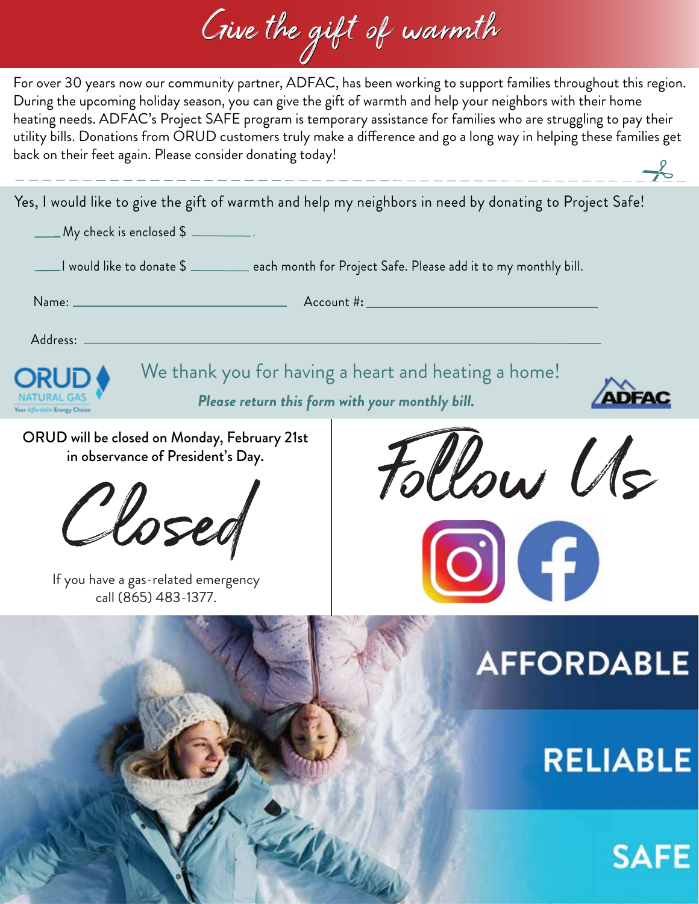# Give the gift of warmth

For over 30 years now our community partner, ADFAC, has been working to support families throughout this region. During the upcoming holiday season, you can give the gift of warmth and help your neighbors with their home heating needs. ADFAC's Project SAFE program is temporary assistance for families who are struggling to pay their utility bills. Donations from ORUD customers truly make a difference and go a long way in helping these families get back on their feet again. Please consider donating today!

Yes, I would like to give the gift of warmth and help my neighbors in need by donating to Project Safe!

____ My check is enclosed $ ________.

____ I would like to donate $ ________ each month for Project Safe. Please add it to my monthly bill.

Name: ______________________ Account #: ______________________

Address: ____________________________________________

ORUD NATURAL GAS — Your Affordable Energy Choice

We thank you for having a heart and heating a home!

***Please return this form with your monthly bill.***

ADFAC

ORUD will be closed on Monday, February 21st in observance of President's Day.

## Closed

If you have a gas-related emergency call (865) 483-1377.

## Follow Us

**AFFORDABLE**

**RELIABLE**

**SAFE**